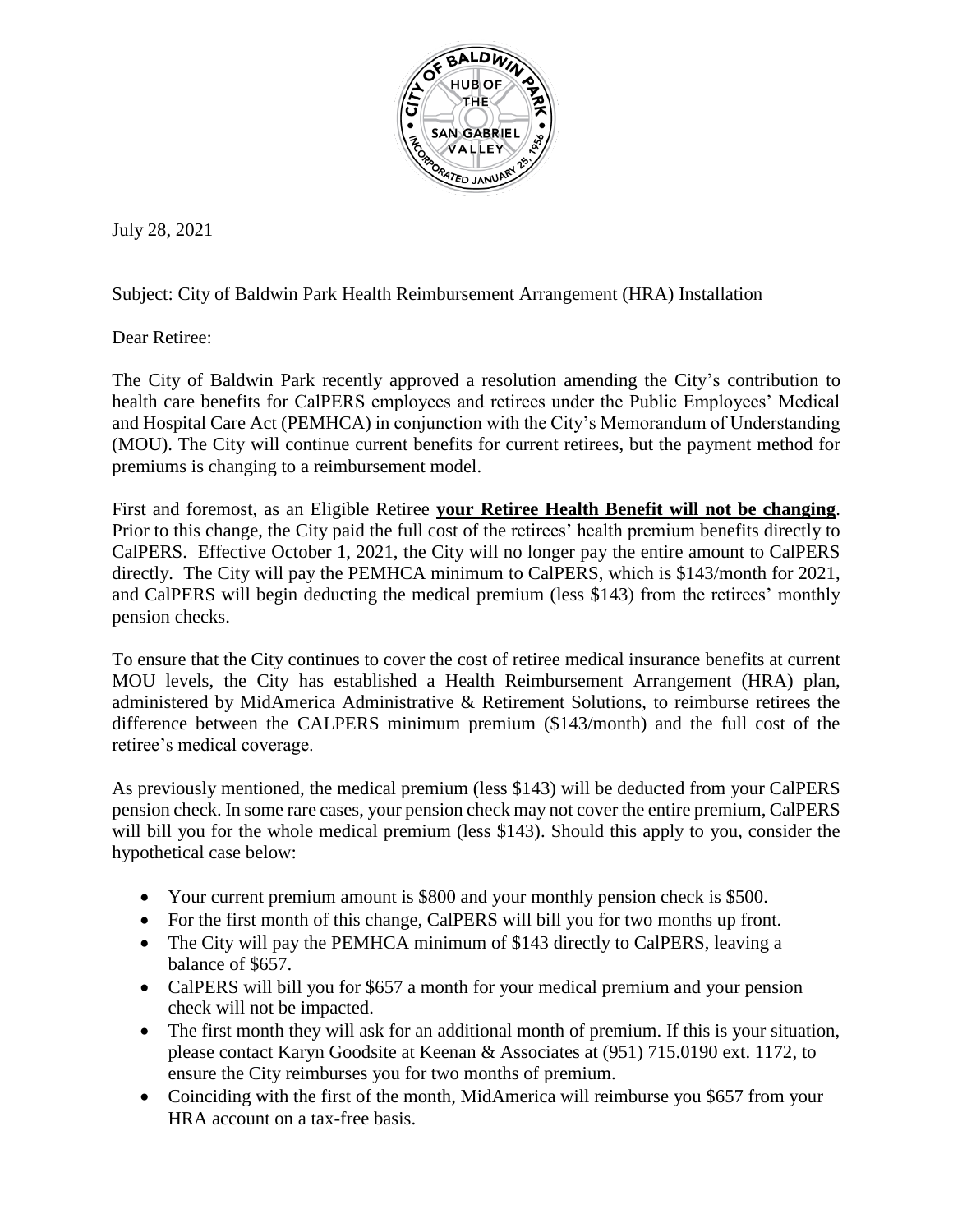July 28, 2021

Subject: City of Baldwin Park Health Reimbursement Arrangement (HRA) Installation

Dear Retiree:

The City of Baldwin Park recently approved a resolution amending the City's contribution to health care benefits for CalPERS employees and retirees under the Public Employees' Medical and Hospital Care Act (PEMHCA) in conjunction with the City's Memorandum of Understanding (MOU). The City will continue current benefits for current retirees, but the payment method for premiums is changing to a reimbursement model.

First and foremost, as an Eligible Retiree **your Retiree Health Benefit will not be changing**. Prior to this change, the City paid the full cost of the retirees' health premium benefits directly to CalPERS. Effective October 1, 2021, the City will no longer pay the entire amount to CalPERS directly. The City will pay the PEMHCA minimum to CalPERS, which is $143/month for 2021, and CalPERS will begin deducting the medical premium (less $143) from the retirees' monthly pension checks.

To ensure that the City continues to cover the cost of retiree medical insurance benefits at current MOU levels, the City has established a Health Reimbursement Arrangement (HRA) plan, administered by MidAmerica Administrative & Retirement Solutions, to reimburse retirees the difference between the CALPERS minimum premium ($143/month) and the full cost of the retiree's medical coverage.

As previously mentioned, the medical premium (less $143) will be deducted from your CalPERS pension check. In some rare cases, your pension check may not cover the entire premium, CalPERS will bill you for the whole medical premium (less $143). Should this apply to you, consider the hypothetical case below:

- Your current premium amount is $800 and your monthly pension check is $500.
- For the first month of this change, CalPERS will bill you for two months up front.
- The City will pay the PEMHCA minimum of $143 directly to CalPERS, leaving a balance of $657.
- CalPERS will bill you for $657 a month for your medical premium and your pension check will not be impacted.
- The first month they will ask for an additional month of premium. If this is your situation, please contact Karyn Goodsite at Keenan & Associates at (951) 715.0190 ext. 1172, to ensure the City reimburses you for two months of premium.
- Coinciding with the first of the month, MidAmerica will reimburse you $657 from your HRA account on a tax-free basis.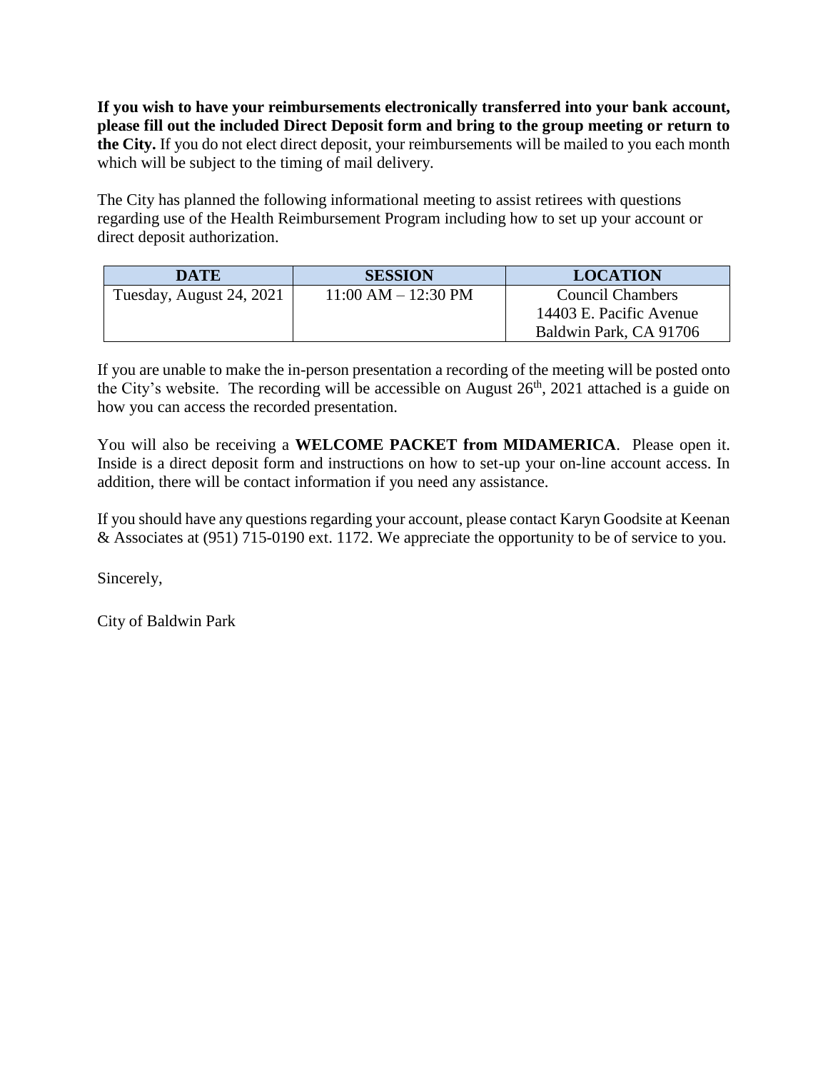**If you wish to have your reimbursements electronically transferred into your bank account, please fill out the included Direct Deposit form and bring to the group meeting or return to the City.** If you do not elect direct deposit, your reimbursements will be mailed to you each month which will be subject to the timing of mail delivery.

The City has planned the following informational meeting to assist retirees with questions regarding use of the Health Reimbursement Program including how to set up your account or direct deposit authorization.

| DATE | SESSION | LOCATION |
|---|---|---|
| Tuesday, August 24, 2021 | 11:00 AM – 12:30 PM | Council Chambers<br>14403 E. Pacific Avenue<br>Baldwin Park, CA 91706 |

If you are unable to make the in-person presentation a recording of the meeting will be posted onto the City's website. The recording will be accessible on August 26th, 2021 attached is a guide on how you can access the recorded presentation.

You will also be receiving a **WELCOME PACKET from MIDAMERICA**. Please open it. Inside is a direct deposit form and instructions on how to set-up your on-line account access. In addition, there will be contact information if you need any assistance.

If you should have any questions regarding your account, please contact Karyn Goodsite at Keenan & Associates at (951) 715-0190 ext. 1172. We appreciate the opportunity to be of service to you.

Sincerely,

City of Baldwin Park